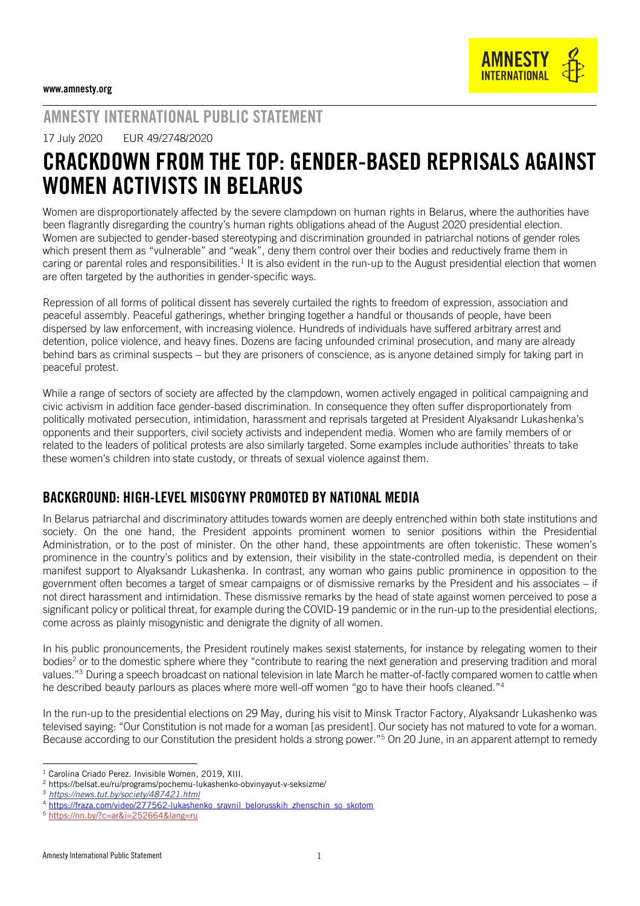www.amnesty.org

## AMNESTY INTERNATIONAL PUBLIC STATEMENT

17 July 2020 EUR 49/2748/2020

# CRACKDOWN FROM THE TOP: GENDER-BASED REPRISALS AGAINST WOMEN ACTIVISTS IN BELARUS

Women are disproportionately affected by the severe clampdown on human rights in Belarus, where the authorities have been flagrantly disregarding the country's human rights obligations ahead of the August 2020 presidential election. Women are subjected to gender-based stereotyping and discrimination grounded in patriarchal notions of gender roles which present them as "vulnerable" and "weak", deny them control over their bodies and reductively frame them in caring or parental roles and responsibilities.[1] It is also evident in the run-up to the August presidential election that women are often targeted by the authorities in gender-specific ways.

Repression of all forms of political dissent has severely curtailed the rights to freedom of expression, association and peaceful assembly. Peaceful gatherings, whether bringing together a handful or thousands of people, have been dispersed by law enforcement, with increasing violence. Hundreds of individuals have suffered arbitrary arrest and detention, police violence, and heavy fines. Dozens are facing unfounded criminal prosecution, and many are already behind bars as criminal suspects – but they are prisoners of conscience, as is anyone detained simply for taking part in peaceful protest.

While a range of sectors of society are affected by the clampdown, women actively engaged in political campaigning and civic activism in addition face gender-based discrimination. In consequence they often suffer disproportionately from politically motivated persecution, intimidation, harassment and reprisals targeted at President Alyaksandr Lukashenka's opponents and their supporters, civil society activists and independent media. Women who are family members of or related to the leaders of political protests are also similarly targeted. Some examples include authorities' threats to take these women's children into state custody, or threats of sexual violence against them.

## BACKGROUND: HIGH-LEVEL MISOGYNY PROMOTED BY NATIONAL MEDIA

In Belarus patriarchal and discriminatory attitudes towards women are deeply entrenched within both state institutions and society. On the one hand, the President appoints prominent women to senior positions within the Presidential Administration, or to the post of minister. On the other hand, these appointments are often tokenistic. These women's prominence in the country's politics and by extension, their visibility in the state-controlled media, is dependent on their manifest support to Alyaksandr Lukashenka. In contrast, any woman who gains public prominence in opposition to the government often becomes a target of smear campaigns or of dismissive remarks by the President and his associates – if not direct harassment and intimidation. These dismissive remarks by the head of state against women perceived to pose a significant policy or political threat, for example during the COVID-19 pandemic or in the run-up to the presidential elections, come across as plainly misogynistic and denigrate the dignity of all women.

In his public pronouncements, the President routinely makes sexist statements, for instance by relegating women to their bodies[2] or to the domestic sphere where they "contribute to rearing the next generation and preserving tradition and moral values."[3] During a speech broadcast on national television in late March he matter-of-factly compared women to cattle when he described beauty parlours as places where more well-off women "go to have their hoofs cleaned."[4]

In the run-up to the presidential elections on 29 May, during his visit to Minsk Tractor Factory, Alyaksandr Lukashenko was televised saying: "Our Constitution is not made for a woman [as president]. Our society has not matured to vote for a woman. Because according to our Constitution the president holds a strong power."[5] On 20 June, in an apparent attempt to remedy

---

[1] Carolina Criado Perez. Invisible Women, 2019, XIII.

[2] https://belsat.eu/ru/programs/pochemu-lukashenko-obvinyayut-v-seksizme/

[3] *https://news.tut.by/society/487421.html*

[4] https://fraza.com/video/277562-lukashenko_sravnil_belorusskih_zhenschin_so_skotom

[5] https://nn.by/?c=ar&i=252664&lang=ru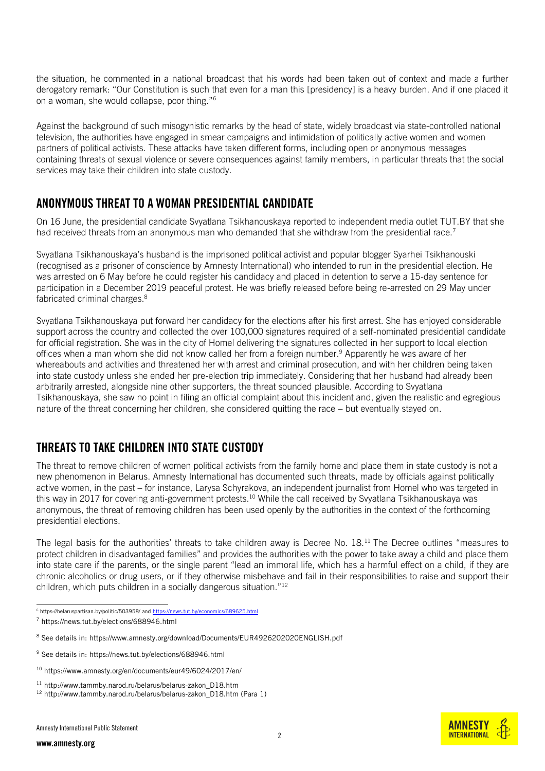the situation, he commented in a national broadcast that his words had been taken out of context and made a further derogatory remark: "Our Constitution is such that even for a man this [presidency] is a heavy burden. And if one placed it on a woman, she would collapse, poor thing."[6]

Against the background of such misogynistic remarks by the head of state, widely broadcast via state-controlled national television, the authorities have engaged in smear campaigns and intimidation of politically active women and women partners of political activists. These attacks have taken different forms, including open or anonymous messages containing threats of sexual violence or severe consequences against family members, in particular threats that the social services may take their children into state custody.

## ANONYMOUS THREAT TO A WOMAN PRESIDENTIAL CANDIDATE

On 16 June, the presidential candidate Svyatlana Tsikhanouskaya reported to independent media outlet TUT.BY that she had received threats from an anonymous man who demanded that she withdraw from the presidential race.[7]

Svyatlana Tsikhanouskaya's husband is the imprisoned political activist and popular blogger Syarhei Tsikhanouski (recognised as a prisoner of conscience by Amnesty International) who intended to run in the presidential election. He was arrested on 6 May before he could register his candidacy and placed in detention to serve a 15-day sentence for participation in a December 2019 peaceful protest. He was briefly released before being re-arrested on 29 May under fabricated criminal charges.[8]

Svyatlana Tsikhanouskaya put forward her candidacy for the elections after his first arrest. She has enjoyed considerable support across the country and collected the over 100,000 signatures required of a self-nominated presidential candidate for official registration. She was in the city of Homel delivering the signatures collected in her support to local election offices when a man whom she did not know called her from a foreign number.[9] Apparently he was aware of her whereabouts and activities and threatened her with arrest and criminal prosecution, and with her children being taken into state custody unless she ended her pre-election trip immediately. Considering that her husband had already been arbitrarily arrested, alongside nine other supporters, the threat sounded plausible. According to Svyatlana Tsikhanouskaya, she saw no point in filing an official complaint about this incident and, given the realistic and egregious nature of the threat concerning her children, she considered quitting the race – but eventually stayed on.

## THREATS TO TAKE CHILDREN INTO STATE CUSTODY

The threat to remove children of women political activists from the family home and place them in state custody is not a new phenomenon in Belarus. Amnesty International has documented such threats, made by officials against politically active women, in the past – for instance, Larysa Schyrakova, an independent journalist from Homel who was targeted in this way in 2017 for covering anti-government protests.[10] While the call received by Svyatlana Tsikhanouskaya was anonymous, the threat of removing children has been used openly by the authorities in the context of the forthcoming presidential elections.

The legal basis for the authorities' threats to take children away is Decree No. 18.[11] The Decree outlines "measures to protect children in disadvantaged families" and provides the authorities with the power to take away a child and place them into state care if the parents, or the single parent "lead an immoral life, which has a harmful effect on a child, if they are chronic alcoholics or drug users, or if they otherwise misbehave and fail in their responsibilities to raise and support their children, which puts children in a socially dangerous situation."[12]

---

[6] https://belaruspartisan.by/politic/503958/ and https://news.tut.by/economics/689625.html

[7] https://news.tut.by/elections/688946.html

[8] See details in: https://www.amnesty.org/download/Documents/EUR4926202020ENGLISH.pdf

[9] See details in: https://news.tut.by/elections/688946.html

[10] https://www.amnesty.org/en/documents/eur49/6024/2017/en/

[11] http://www.tammby.narod.ru/belarus/belarus-zakon_D18.htm

[12] http://www.tammby.narod.ru/belarus/belarus-zakon_D18.htm (Para 1)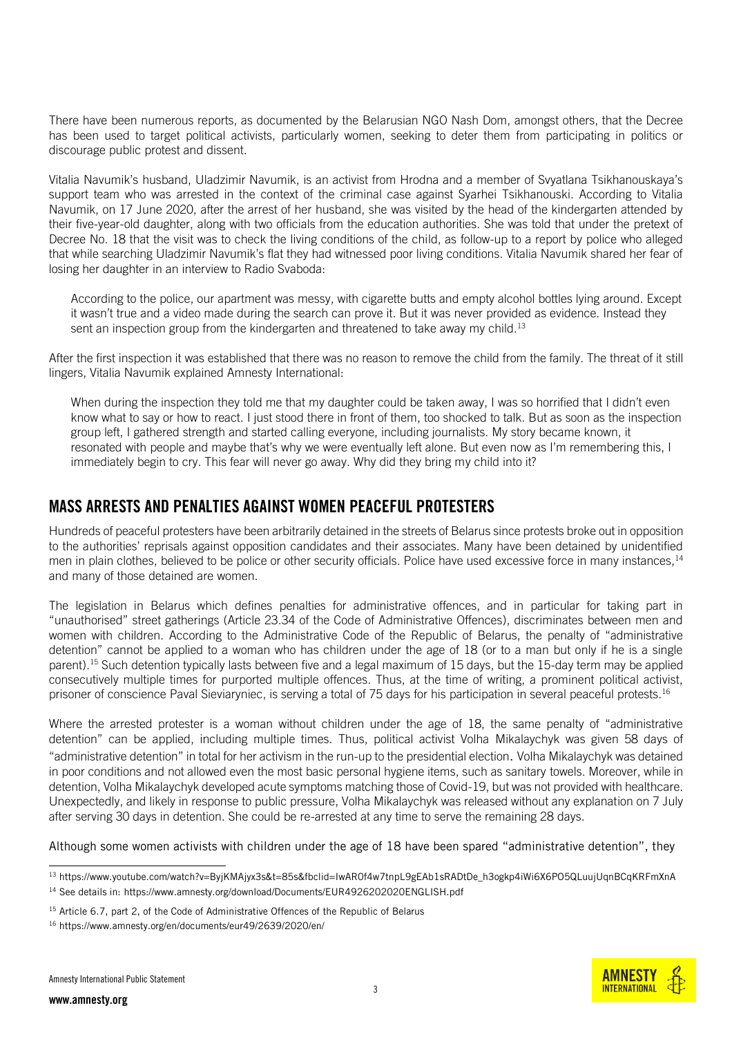There have been numerous reports, as documented by the Belarusian NGO Nash Dom, amongst others, that the Decree has been used to target political activists, particularly women, seeking to deter them from participating in politics or discourage public protest and dissent.

Vitalia Navumik's husband, Uladzimir Navumik, is an activist from Hrodna and a member of Svyatlana Tsikhanouskaya's support team who was arrested in the context of the criminal case against Syarhei Tsikhanouski. According to Vitalia Navumik, on 17 June 2020, after the arrest of her husband, she was visited by the head of the kindergarten attended by their five-year-old daughter, along with two officials from the education authorities. She was told that under the pretext of Decree No. 18 that the visit was to check the living conditions of the child, as follow-up to a report by police who alleged that while searching Uladzimir Navumik's flat they had witnessed poor living conditions. Vitalia Navumik shared her fear of losing her daughter in an interview to Radio Svaboda:

> According to the police, our apartment was messy, with cigarette butts and empty alcohol bottles lying around. Except it wasn't true and a video made during the search can prove it. But it was never provided as evidence. Instead they sent an inspection group from the kindergarten and threatened to take away my child.[13]

After the first inspection it was established that there was no reason to remove the child from the family. The threat of it still lingers, Vitalia Navumik explained Amnesty International:

> When during the inspection they told me that my daughter could be taken away, I was so horrified that I didn't even know what to say or how to react. I just stood there in front of them, too shocked to talk. But as soon as the inspection group left, I gathered strength and started calling everyone, including journalists. My story became known, it resonated with people and maybe that's why we were eventually left alone. But even now as I'm remembering this, I immediately begin to cry. This fear will never go away. Why did they bring my child into it?

## MASS ARRESTS AND PENALTIES AGAINST WOMEN PEACEFUL PROTESTERS

Hundreds of peaceful protesters have been arbitrarily detained in the streets of Belarus since protests broke out in opposition to the authorities' reprisals against opposition candidates and their associates. Many have been detained by unidentified men in plain clothes, believed to be police or other security officials. Police have used excessive force in many instances,[14] and many of those detained are women.

The legislation in Belarus which defines penalties for administrative offences, and in particular for taking part in "unauthorised" street gatherings (Article 23.34 of the Code of Administrative Offences), discriminates between men and women with children. According to the Administrative Code of the Republic of Belarus, the penalty of "administrative detention" cannot be applied to a woman who has children under the age of 18 (or to a man but only if he is a single parent).[15] Such detention typically lasts between five and a legal maximum of 15 days, but the 15-day term may be applied consecutively multiple times for purported multiple offences. Thus, at the time of writing, a prominent political activist, prisoner of conscience Paval Sieviaryniec, is serving a total of 75 days for his participation in several peaceful protests.[16]

Where the arrested protester is a woman without children under the age of 18, the same penalty of "administrative detention" can be applied, including multiple times. Thus, political activist Volha Mikalaychyk was given 58 days of "administrative detention" in total for her activism in the run-up to the presidential election. Volha Mikalaychyk was detained in poor conditions and not allowed even the most basic personal hygiene items, such as sanitary towels. Moreover, while in detention, Volha Mikalaychyk developed acute symptoms matching those of Covid-19, but was not provided with healthcare. Unexpectedly, and likely in response to public pressure, Volha Mikalaychyk was released without any explanation on 7 July after serving 30 days in detention. She could be re-arrested at any time to serve the remaining 28 days.

Although some women activists with children under the age of 18 have been spared "administrative detention", they

---

[13] https://www.youtube.com/watch?v=ByjKMAjyx3s&t=85s&fbclid=IwAR0f4w7tnpL9gEAb1sRADtDe_h3ogkp4iWi6X6PO5QLuujUqnBCqKRFmXnA

[14] See details in: https://www.amnesty.org/download/Documents/EUR4926202020ENGLISH.pdf

[15] Article 6.7, part 2, of the Code of Administrative Offences of the Republic of Belarus

[16] https://www.amnesty.org/en/documents/eur49/2639/2020/en/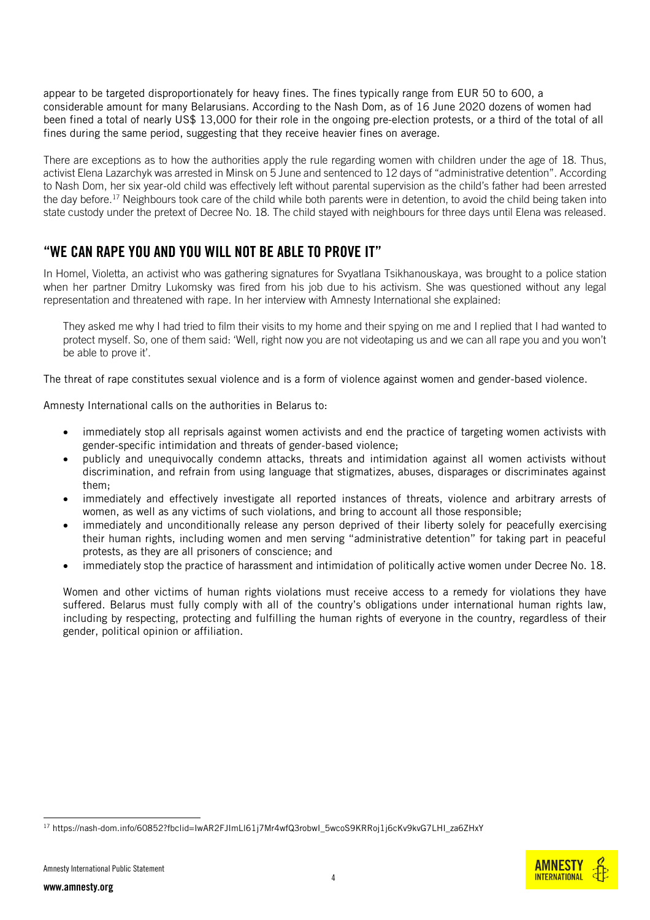appear to be targeted disproportionately for heavy fines. The fines typically range from EUR 50 to 600, a considerable amount for many Belarusians. According to the Nash Dom, as of 16 June 2020 dozens of women had been fined a total of nearly US$ 13,000 for their role in the ongoing pre-election protests, or a third of the total of all fines during the same period, suggesting that they receive heavier fines on average.

There are exceptions as to how the authorities apply the rule regarding women with children under the age of 18. Thus, activist Elena Lazarchyk was arrested in Minsk on 5 June and sentenced to 12 days of "administrative detention". According to Nash Dom, her six year-old child was effectively left without parental supervision as the child's father had been arrested the day before.[17] Neighbours took care of the child while both parents were in detention, to avoid the child being taken into state custody under the pretext of Decree No. 18. The child stayed with neighbours for three days until Elena was released.

## "WE CAN RAPE YOU AND YOU WILL NOT BE ABLE TO PROVE IT"

In Homel, Violetta, an activist who was gathering signatures for Svyatlana Tsikhanouskaya, was brought to a police station when her partner Dmitry Lukomsky was fired from his job due to his activism. She was questioned without any legal representation and threatened with rape. In her interview with Amnesty International she explained:

> They asked me why I had tried to film their visits to my home and their spying on me and I replied that I had wanted to protect myself. So, one of them said: 'Well, right now you are not videotaping us and we can all rape you and you won't be able to prove it'.

The threat of rape constitutes sexual violence and is a form of violence against women and gender-based violence.

Amnesty International calls on the authorities in Belarus to:

- immediately stop all reprisals against women activists and end the practice of targeting women activists with gender-specific intimidation and threats of gender-based violence;
- publicly and unequivocally condemn attacks, threats and intimidation against all women activists without discrimination, and refrain from using language that stigmatizes, abuses, disparages or discriminates against them;
- immediately and effectively investigate all reported instances of threats, violence and arbitrary arrests of women, as well as any victims of such violations, and bring to account all those responsible;
- immediately and unconditionally release any person deprived of their liberty solely for peacefully exercising their human rights, including women and men serving "administrative detention" for taking part in peaceful protests, as they are all prisoners of conscience; and
- immediately stop the practice of harassment and intimidation of politically active women under Decree No. 18.

Women and other victims of human rights violations must receive access to a remedy for violations they have suffered. Belarus must fully comply with all of the country's obligations under international human rights law, including by respecting, protecting and fulfilling the human rights of everyone in the country, regardless of their gender, political opinion or affiliation.

---

[17] https://nash-dom.info/60852?fbclid=IwAR2FJImLI61j7Mr4wfQ3robwI_5wcoS9KRRoj1j6cKv9kvG7LHI_za6ZHxY